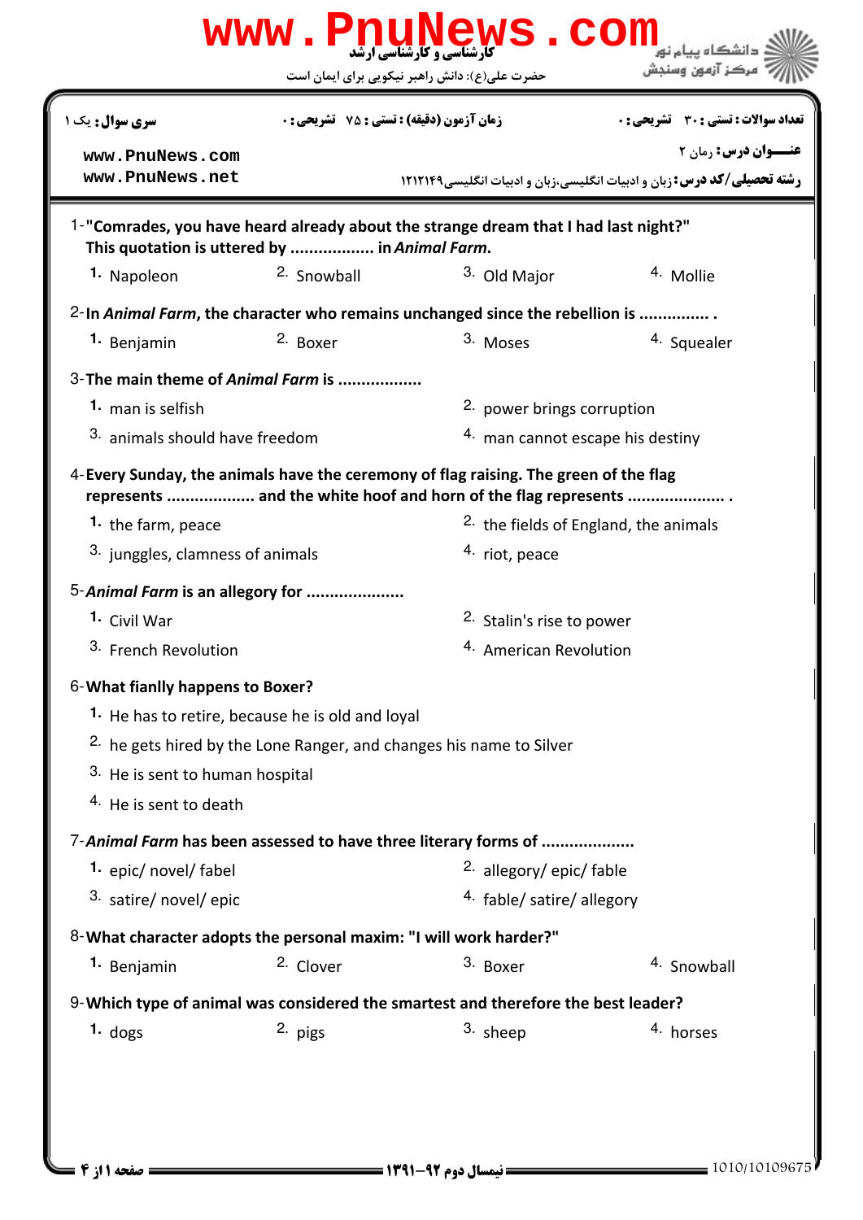کارشناسی و کارشناسی ارشد

حضرت علی(ع): دانش راهبر نیکویی برای ایمان است

دانشگاه پیام نور
مرکز آزمون وسنجش

**سری سوال:** یک ۱

**زمان آزمون (دقیقه) : تستی :** ۷۵ **تشریحی :** ۰

**تعداد سوالات : تستی :** ۳۰ **تشریحی :** ۰

**عنـــوان درس:** رمان ۲

**رشته تحصیلی/کد درس:** زبان و ادبیات انگلیسی،زبان و ادبیات انگلیسی۱۲۱۲۱۴۹

www.PnuNews.com
www.PnuNews.net

1-**"Comrades, you have heard already about the strange dream that I had last night?" This quotation is uttered by .................. in *Animal Farm*.**

1. Napoleon
2. Snowball
3. Old Major
4. Mollie

2-**In *Animal Farm*, the character who remains unchanged since the rebellion is ............... .**

1. Benjamin
2. Boxer
3. Moses
4. Squealer

3-**The main theme of *Animal Farm* is ..................**

1. man is selfish
2. power brings corruption
3. animals should have freedom
4. man cannot escape his destiny

4-**Every Sunday, the animals have the ceremony of flag raising. The green of the flag represents .................. and the white hoof and horn of the flag represents ..................... .**

1. the farm, peace
2. the fields of England, the animals
3. junggles, clamness of animals
4. riot, peace

5-***Animal Farm* is an allegory for .....................**

1. Civil War
2. Stalin's rise to power
3. French Revolution
4. American Revolution

6-**What fianlly happens to Boxer?**

1. He has to retire, because he is old and loyal
2. he gets hired by the Lone Ranger, and changes his name to Silver
3. He is sent to human hospital
4. He is sent to death

7-***Animal Farm* has been assessed to have three literary forms of ...................**

1. epic/ novel/ fabel
2. allegory/ epic/ fable
3. satire/ novel/ epic
4. fable/ satire/ allegory

8-**What character adopts the personal maxim: "I will work harder?"**

1. Benjamin
2. Clover
3. Boxer
4. Snowball

9-**Which type of animal was considered the smartest and therefore the best leader?**

1. dogs
2. pigs
3. sheep
4. horses

نیمسال دوم ۹۲-۱۳۹۱

1010/10109675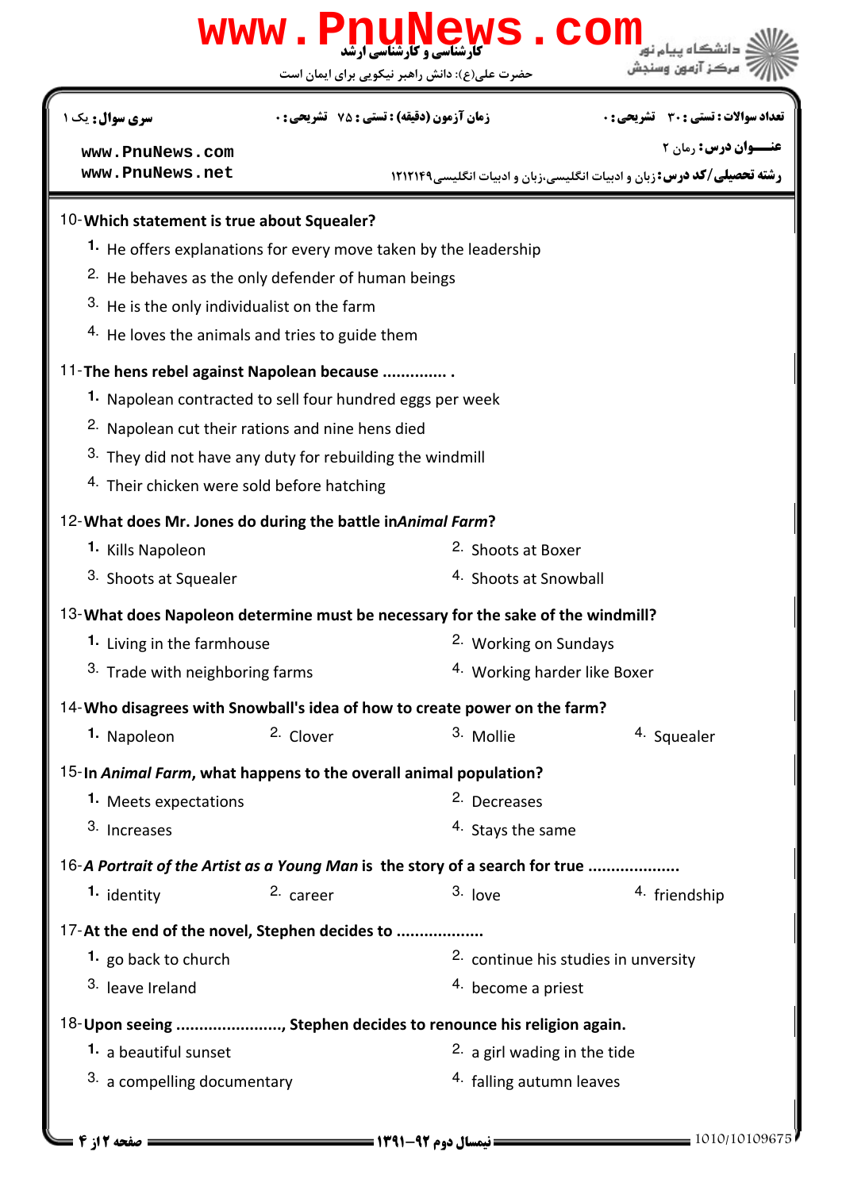10-**Which statement is true about Squealer?**

1. He offers explanations for every move taken by the leadership
2. He behaves as the only defender of human beings
3. He is the only individualist on the farm
4. He loves the animals and tries to guide them

11-**The hens rebel against Napolean because .............. .**

1. Napolean contracted to sell four hundred eggs per week
2. Napolean cut their rations and nine hens died
3. They did not have any duty for rebuilding the windmill
4. Their chicken were sold before hatching

12-**What does Mr. Jones do during the battle in*Animal Farm*?**

1. Kills Napoleon
2. Shoots at Boxer
3. Shoots at Squealer
4. Shoots at Snowball

13-**What does Napoleon determine must be necessary for the sake of the windmill?**

1. Living in the farmhouse
2. Working on Sundays
3. Trade with neighboring farms
4. Working harder like Boxer

14-**Who disagrees with Snowball's idea of how to create power on the farm?**

1. Napoleon
2. Clover
3. Mollie
4. Squealer

15-**In *Animal Farm*, what happens to the overall animal population?**

1. Meets expectations
2. Decreases
3. Increases
4. Stays the same

16-***A Portrait of the Artist as a Young Man* is the story of a search for true ...................**

1. identity
2. career
3. love
4. friendship

17-**At the end of the novel, Stephen decides to ..................**

1. go back to church
2. continue his studies in unversity
3. leave Ireland
4. become a priest

18-**Upon seeing ......................., Stephen decides to renounce his religion again.**

1. a beautiful sunset
2. a girl wading in the tide
3. a compelling documentary
4. falling autumn leaves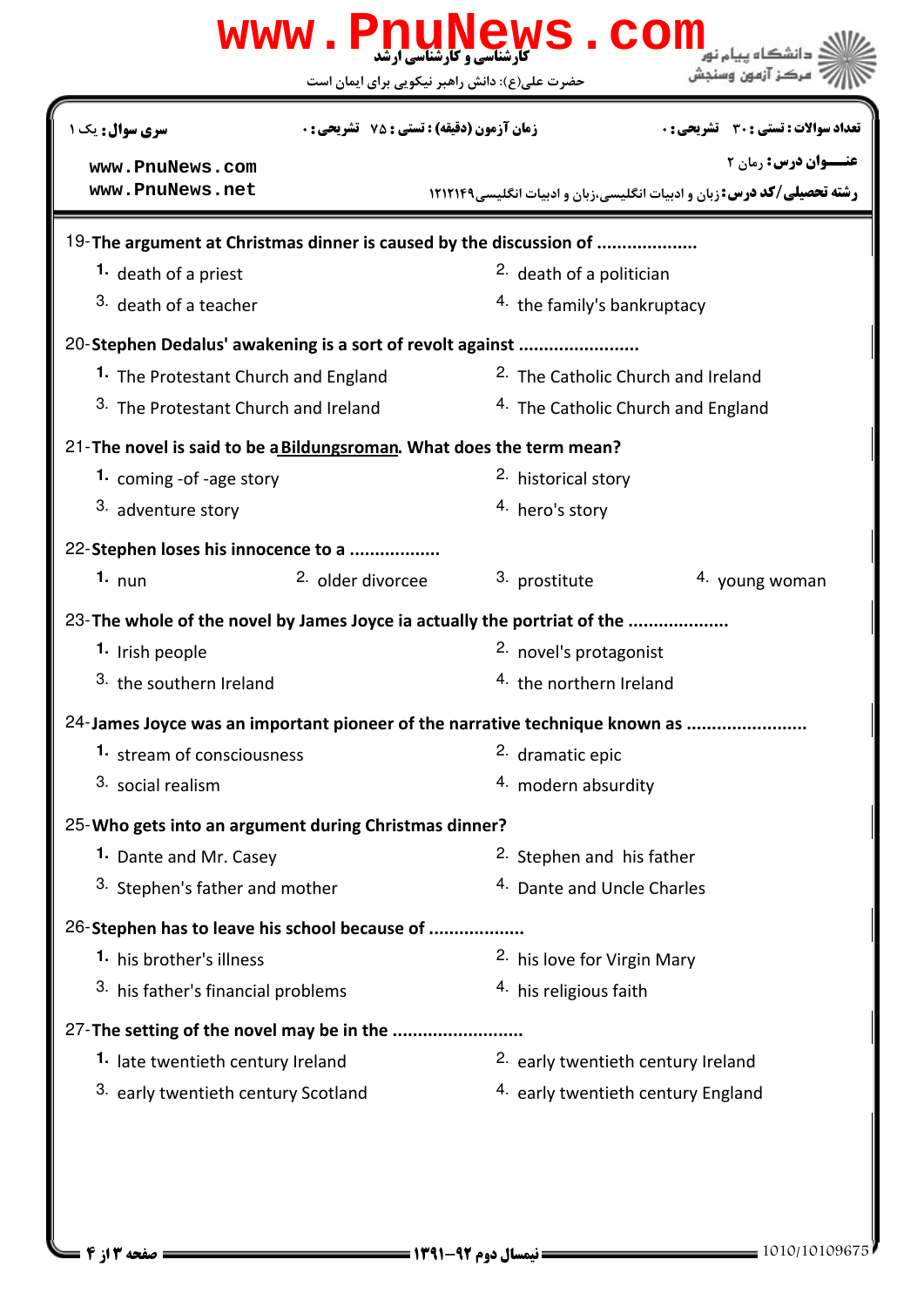| سری سوال: یک ۱ | زمان آزمون (دقیقه) : تستی : ۷۵ تشریحی : ۰ | تعداد سوالات : تستی : ۳۰ تشریحی : ۰ |
|---|---|---|
| www.PnuNews.com<br>www.PnuNews.net | | عنـــوان درس: رمان ۲<br>رشته تحصیلی/کد درس: زبان و ادبیات انگلیسی،زبان و ادبیات انگلیسی۱۲۱۲۱۴۹ |

19-**The argument at Christmas dinner is caused by the discussion of ....................**

1. death of a priest
2. death of a politician
3. death of a teacher
4. the family's bankruptcy

20-**Stephen Dedalus' awakening is a sort of revolt against ........................**

1. The Protestant Church and England
2. The Catholic Church and Ireland
3. The Protestant Church and Ireland
4. The Catholic Church and England

21-**The novel is said to be a Bildungsroman. What does the term mean?**

1. coming -of -age story
2. historical story
3. adventure story
4. hero's story

22-**Stephen loses his innocence to a ..................**

1. nun
2. older divorcee
3. prostitute
4. young woman

23-**The whole of the novel by James Joyce ia actually the portriat of the ....................**

1. Irish people
2. novel's protagonist
3. the southern Ireland
4. the northern Ireland

24-**James Joyce was an important pioneer of the narrative technique known as ........................**

1. stream of consciousness
2. dramatic epic
3. social realism
4. modern absurdity

25-**Who gets into an argument during Christmas dinner?**

1. Dante and Mr. Casey
2. Stephen and his father
3. Stephen's father and mother
4. Dante and Uncle Charles

26-**Stephen has to leave his school because of ..................**

1. his brother's illness
2. his love for Virgin Mary
3. his father's financial problems
4. his religious faith

27-**The setting of the novel may be in the .........................**

1. late twentieth century Ireland
2. early twentieth century Ireland
3. early twentieth century Scotland
4. early twentieth century England

نیمسال دوم ۹۲-۱۳۹۱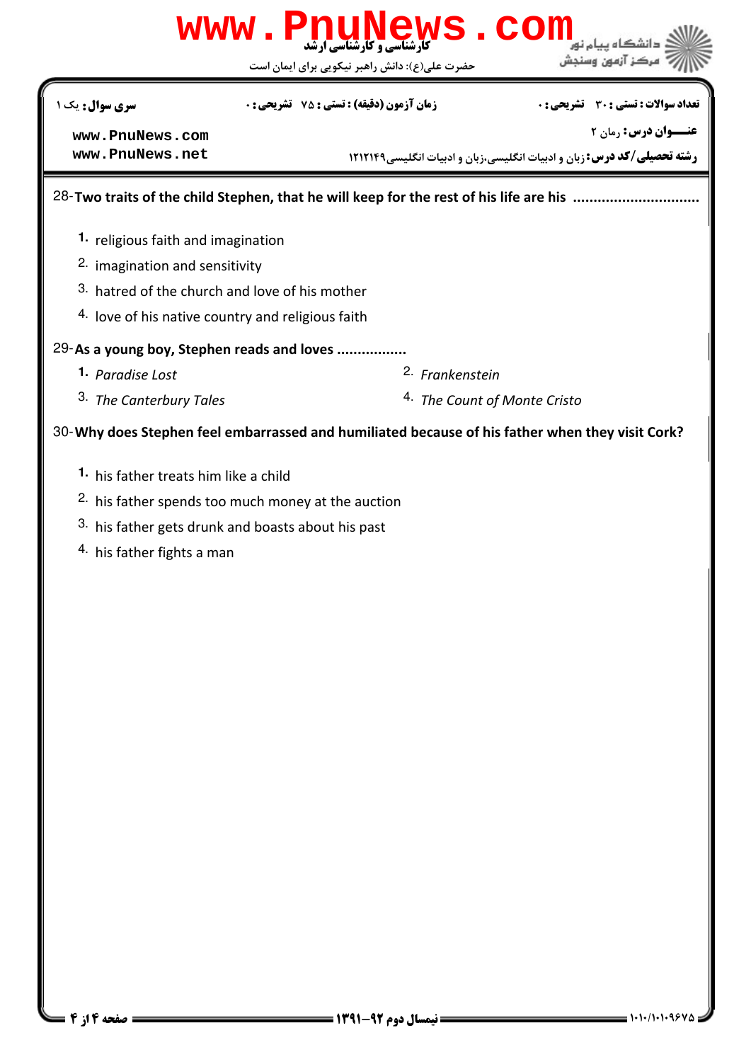28-**Two traits of the child Stephen, that he will keep for the rest of his life are his ..............................**

1. religious faith and imagination
2. imagination and sensitivity
3. hatred of the church and love of his mother
4. love of his native country and religious faith

29-**As a young boy, Stephen reads and loves .................**

1. *Paradise Lost*
2. *Frankenstein*
3. *The Canterbury Tales*
4. *The Count of Monte Cristo*

30-**Why does Stephen feel embarrassed and humiliated because of his father when they visit Cork?**

1. his father treats him like a child
2. his father spends too much money at the auction
3. his father gets drunk and boasts about his past
4. his father fights a man